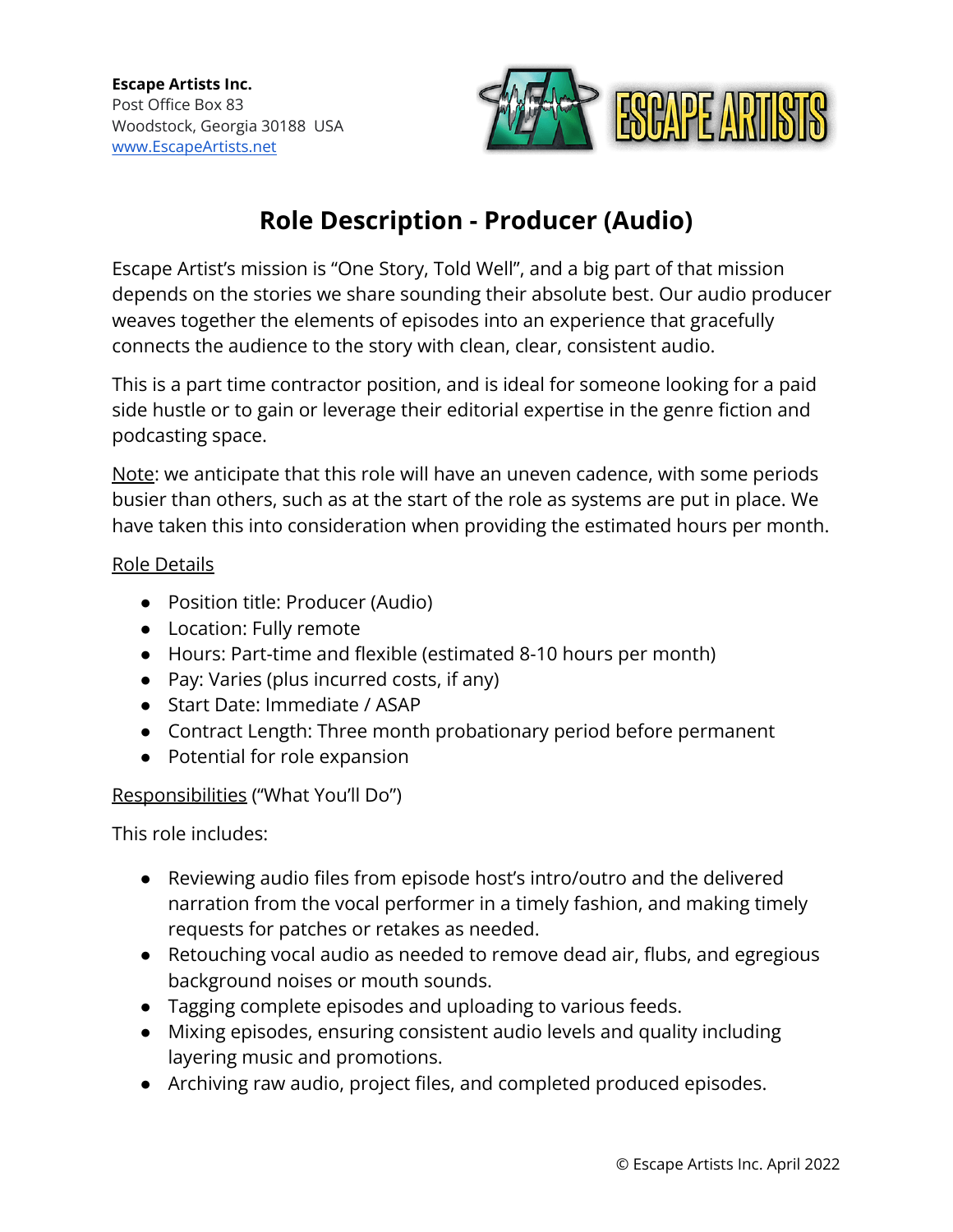**Escape Artists Inc.**
Post Office Box 83
Woodstock, Georgia 30188 USA
[www.EscapeArtists.net](http://www.EscapeArtists.net)

# Role Description - Producer (Audio)

Escape Artist's mission is "One Story, Told Well", and a big part of that mission depends on the stories we share sounding their absolute best. Our audio producer weaves together the elements of episodes into an experience that gracefully connects the audience to the story with clean, clear, consistent audio.

This is a part time contractor position, and is ideal for someone looking for a paid side hustle or to gain or leverage their editorial expertise in the genre fiction and podcasting space.

Note: we anticipate that this role will have an uneven cadence, with some periods busier than others, such as at the start of the role as systems are put in place. We have taken this into consideration when providing the estimated hours per month.

Role Details

- Position title: Producer (Audio)
- Location: Fully remote
- Hours: Part-time and flexible (estimated 8-10 hours per month)
- Pay: Varies (plus incurred costs, if any)
- Start Date: Immediate / ASAP
- Contract Length: Three month probationary period before permanent
- Potential for role expansion

Responsibilities ("What You'll Do")

This role includes:

- Reviewing audio files from episode host's intro/outro and the delivered narration from the vocal performer in a timely fashion, and making timely requests for patches or retakes as needed.
- Retouching vocal audio as needed to remove dead air, flubs, and egregious background noises or mouth sounds.
- Tagging complete episodes and uploading to various feeds.
- Mixing episodes, ensuring consistent audio levels and quality including layering music and promotions.
- Archiving raw audio, project files, and completed produced episodes.

© Escape Artists Inc. April 2022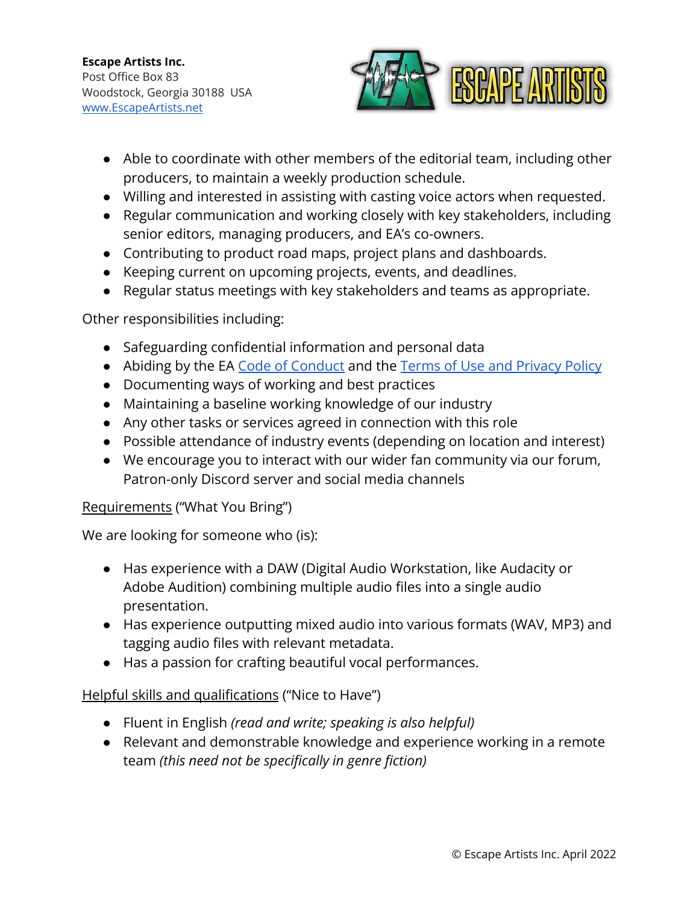- Able to coordinate with other members of the editorial team, including other producers, to maintain a weekly production schedule.
- Willing and interested in assisting with casting voice actors when requested.
- Regular communication and working closely with key stakeholders, including senior editors, managing producers, and EA's co-owners.
- Contributing to product road maps, project plans and dashboards.
- Keeping current on upcoming projects, events, and deadlines.
- Regular status meetings with key stakeholders and teams as appropriate.

Other responsibilities including:

- Safeguarding confidential information and personal data
- Abiding by the EA [Code of Conduct]() and the [Terms of Use and Privacy Policy]()
- Documenting ways of working and best practices
- Maintaining a baseline working knowledge of our industry
- Any other tasks or services agreed in connection with this role
- Possible attendance of industry events (depending on location and interest)
- We encourage you to interact with our wider fan community via our forum, Patron-only Discord server and social media channels

<u>Requirements</u> ("What You Bring")

We are looking for someone who (is):

- Has experience with a DAW (Digital Audio Workstation, like Audacity or Adobe Audition) combining multiple audio files into a single audio presentation.
- Has experience outputting mixed audio into various formats (WAV, MP3) and tagging audio files with relevant metadata.
- Has a passion for crafting beautiful vocal performances.

<u>Helpful skills and qualifications</u> ("Nice to Have")

- Fluent in English *(read and write; speaking is also helpful)*
- Relevant and demonstrable knowledge and experience working in a remote team *(this need not be specifically in genre fiction)*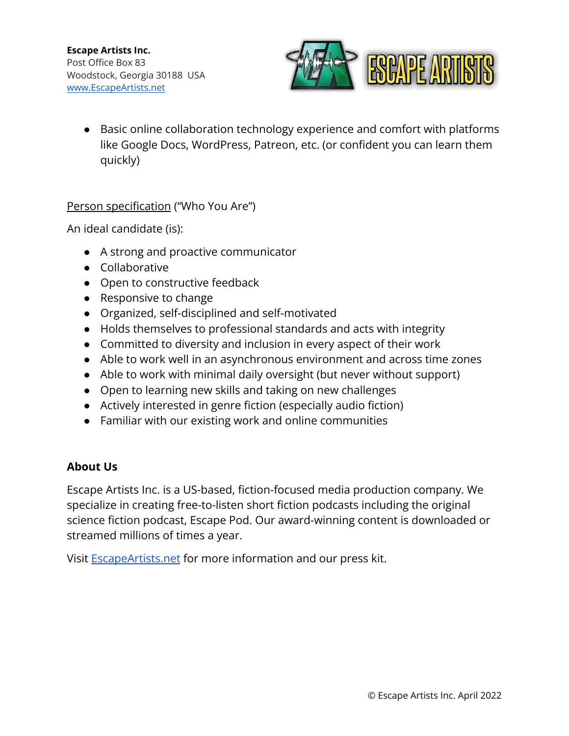**Escape Artists Inc.**
Post Office Box 83
Woodstock, Georgia 30188 USA
[www.EscapeArtists.net](http://www.EscapeArtists.net)

- Basic online collaboration technology experience and comfort with platforms like Google Docs, WordPress, Patreon, etc. (or confident you can learn them quickly)

Person specification ("Who You Are")

An ideal candidate (is):

- A strong and proactive communicator
- Collaborative
- Open to constructive feedback
- Responsive to change
- Organized, self-disciplined and self-motivated
- Holds themselves to professional standards and acts with integrity
- Committed to diversity and inclusion in every aspect of their work
- Able to work well in an asynchronous environment and across time zones
- Able to work with minimal daily oversight (but never without support)
- Open to learning new skills and taking on new challenges
- Actively interested in genre fiction (especially audio fiction)
- Familiar with our existing work and online communities

**About Us**

Escape Artists Inc. is a US-based, fiction-focused media production company. We specialize in creating free-to-listen short fiction podcasts including the original science fiction podcast, Escape Pod. Our award-winning content is downloaded or streamed millions of times a year.

Visit [EscapeArtists.net](http://EscapeArtists.net) for more information and our press kit.

© Escape Artists Inc. April 2022